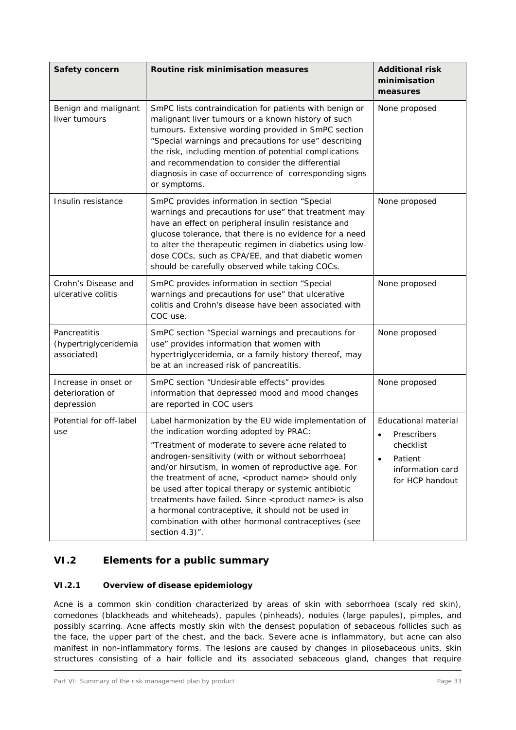| Safety concern | Routine risk minimisation measures | Additional risk minimisation measures |
|---|---|---|
| Benign and malignant liver tumours | SmPC lists contraindication for patients with benign or malignant liver tumours or a known history of such tumours. Extensive wording provided in SmPC section "Special warnings and precautions for use" describing the risk, including mention of potential complications and recommendation to consider the differential diagnosis in case of occurrence of corresponding signs or symptoms. | None proposed |
| Insulin resistance | SmPC provides information in section "Special warnings and precautions for use" that treatment may have an effect on peripheral insulin resistance and glucose tolerance, that there is no evidence for a need to alter the therapeutic regimen in diabetics using low-dose COCs, such as CPA/EE, and that diabetic women should be carefully observed while taking COCs. | None proposed |
| Crohn's Disease and ulcerative colitis | SmPC provides information in section "Special warnings and precautions for use" that ulcerative colitis and Crohn's disease have been associated with COC use. | None proposed |
| Pancreatitis (hypertriglyceridemia associated) | SmPC section "Special warnings and precautions for use" provides information that women with hypertriglyceridemia, or a family history thereof, may be at an increased risk of pancreatitis. | None proposed |
| Increase in onset or deterioration of depression | SmPC section "Undesirable effects" provides information that depressed mood and mood changes are reported in COC users | None proposed |
| Potential for off-label use | Label harmonization by the EU wide implementation of the indication wording adopted by PRAC: "Treatment of moderate to severe acne related to androgen-sensitivity (with or without seborrhoea) and/or hirsutism, in women of reproductive age. For the treatment of acne, <product name> should only be used after topical therapy or systemic antibiotic treatments have failed. Since <product name> is also a hormonal contraceptive, it should not be used in combination with other hormonal contraceptives (see section 4.3)". | Educational material<br>• Prescribers checklist<br>• Patient information card for HCP handout |

## VI.2 Elements for a public summary

### VI.2.1 Overview of disease epidemiology

Acne is a common skin condition characterized by areas of skin with seborrhoea (scaly red skin), comedones (blackheads and whiteheads), papules (pinheads), nodules (large papules), pimples, and possibly scarring. Acne affects mostly skin with the densest population of sebaceous follicles such as the face, the upper part of the chest, and the back. Severe acne is inflammatory, but acne can also manifest in non-inflammatory forms. The lesions are caused by changes in pilosebaceous units, skin structures consisting of a hair follicle and its associated sebaceous gland, changes that require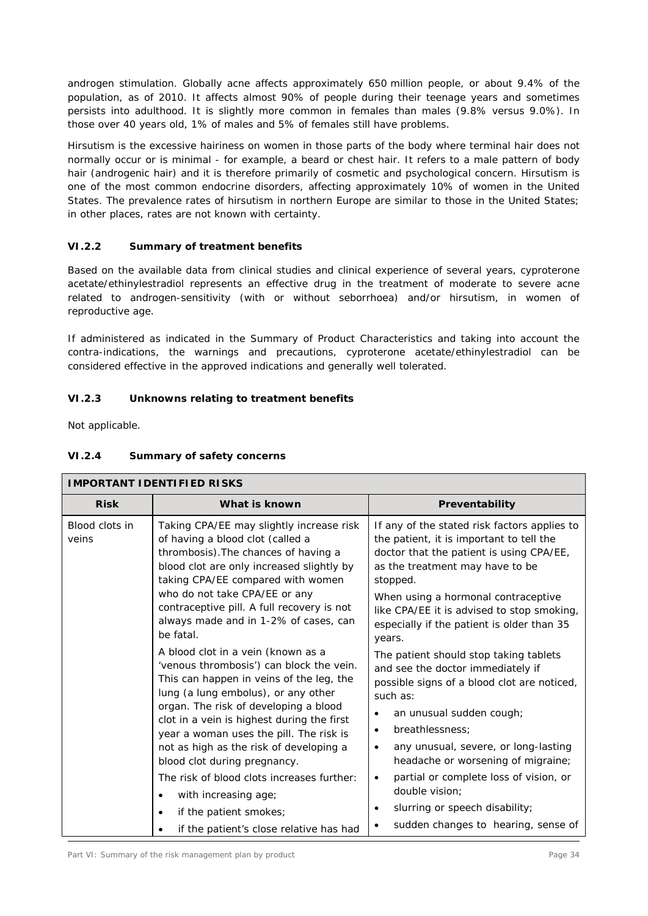androgen stimulation. Globally acne affects approximately 650 million people, or about 9.4% of the population, as of 2010. It affects almost 90% of people during their teenage years and sometimes persists into adulthood. It is slightly more common in females than males (9.8% versus 9.0%). In those over 40 years old, 1% of males and 5% of females still have problems.

Hirsutism is the excessive hairiness on women in those parts of the body where terminal hair does not normally occur or is minimal - for example, a beard or chest hair. It refers to a male pattern of body hair (androgenic hair) and it is therefore primarily of cosmetic and psychological concern. Hirsutism is one of the most common endocrine disorders, affecting approximately 10% of women in the United States. The prevalence rates of hirsutism in northern Europe are similar to those in the United States; in other places, rates are not known with certainty.

### VI.2.2 Summary of treatment benefits

Based on the available data from clinical studies and clinical experience of several years, cyproterone acetate/ethinylestradiol represents an effective drug in the treatment of moderate to severe acne related to androgen-sensitivity (with or without seborrhoea) and/or hirsutism, in women of reproductive age.

If administered as indicated in the Summary of Product Characteristics and taking into account the contra-indications, the warnings and precautions, cyproterone acetate/ethinylestradiol can be considered effective in the approved indications and generally well tolerated.

### VI.2.3 Unknowns relating to treatment benefits

Not applicable.

### VI.2.4 Summary of safety concerns

| **IMPORTANT IDENTIFIED RISKS** | | |
|---|---|---|
| **Risk** | **What is known** | **Preventability** |
| Blood clots in veins | Taking CPA/EE may slightly increase risk of having a blood clot (called a thrombosis).The chances of having a blood clot are only increased slightly by taking CPA/EE compared with women who do not take CPA/EE or any contraceptive pill. A full recovery is not always made and in 1-2% of cases, can be fatal.<br><br>A blood clot in a vein (known as a 'venous thrombosis') can block the vein. This can happen in veins of the leg, the lung (a lung embolus), or any other organ. The risk of developing a blood clot in a vein is highest during the first year a woman uses the pill. The risk is not as high as the risk of developing a blood clot during pregnancy.<br><br>The risk of blood clots increases further:<br>• with increasing age;<br>• if the patient smokes;<br>• if the patient's close relative has had | If any of the stated risk factors applies to the patient, it is important to tell the doctor that the patient is using CPA/EE, as the treatment may have to be stopped.<br><br>When using a hormonal contraceptive like CPA/EE it is advised to stop smoking, especially if the patient is older than 35 years.<br><br>The patient should stop taking tablets and see the doctor immediately if possible signs of a blood clot are noticed, such as:<br>• an unusual sudden cough;<br>• breathlessness;<br>• any unusual, severe, or long-lasting headache or worsening of migraine;<br>• partial or complete loss of vision, or double vision;<br>• slurring or speech disability;<br>• sudden changes to hearing, sense of |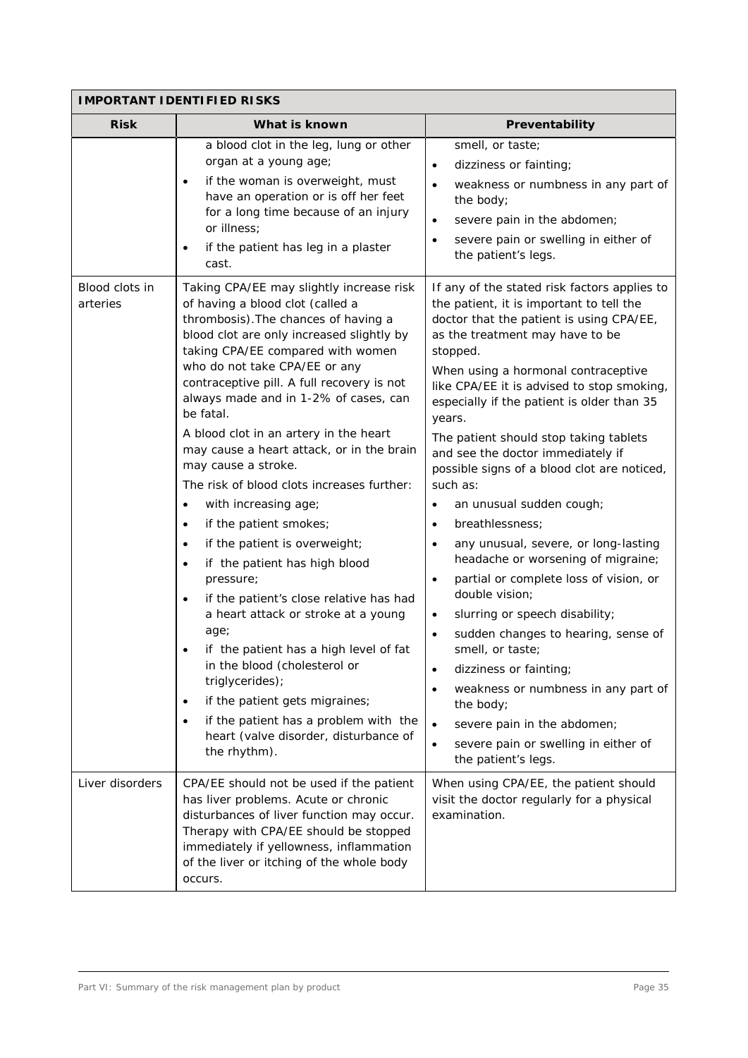| IMPORTANT IDENTIFIED RISKS | | |
|---|---|---|
| **Risk** | **What is known** | **Preventability** |
| | a blood clot in the leg, lung or other organ at a young age;<br>• if the woman is overweight, must have an operation or is off her feet for a long time because of an injury or illness;<br>• if the patient has leg in a plaster cast. | smell, or taste;<br>• dizziness or fainting;<br>• weakness or numbness in any part of the body;<br>• severe pain in the abdomen;<br>• severe pain or swelling in either of the patient's legs. |
| Blood clots in arteries | Taking CPA/EE may slightly increase risk of having a blood clot (called a thrombosis).The chances of having a blood clot are only increased slightly by taking CPA/EE compared with women who do not take CPA/EE or any contraceptive pill. A full recovery is not always made and in 1-2% of cases, can be fatal.<br>A blood clot in an artery in the heart may cause a heart attack, or in the brain may cause a stroke.<br>The risk of blood clots increases further:<br>• with increasing age;<br>• if the patient smokes;<br>• if the patient is overweight;<br>• if the patient has high blood pressure;<br>• if the patient's close relative has had a heart attack or stroke at a young age;<br>• if the patient has a high level of fat in the blood (cholesterol or triglycerides);<br>• if the patient gets migraines;<br>• if the patient has a problem with the heart (valve disorder, disturbance of the rhythm). | If any of the stated risk factors applies to the patient, it is important to tell the doctor that the patient is using CPA/EE, as the treatment may have to be stopped.<br>When using a hormonal contraceptive like CPA/EE it is advised to stop smoking, especially if the patient is older than 35 years.<br>The patient should stop taking tablets and see the doctor immediately if possible signs of a blood clot are noticed, such as:<br>• an unusual sudden cough;<br>• breathlessness;<br>• any unusual, severe, or long-lasting headache or worsening of migraine;<br>• partial or complete loss of vision, or double vision;<br>• slurring or speech disability;<br>• sudden changes to hearing, sense of smell, or taste;<br>• dizziness or fainting;<br>• weakness or numbness in any part of the body;<br>• severe pain in the abdomen;<br>• severe pain or swelling in either of the patient's legs. |
| Liver disorders | CPA/EE should not be used if the patient has liver problems. Acute or chronic disturbances of liver function may occur. Therapy with CPA/EE should be stopped immediately if yellowness, inflammation of the liver or itching of the whole body occurs. | When using CPA/EE, the patient should visit the doctor regularly for a physical examination. |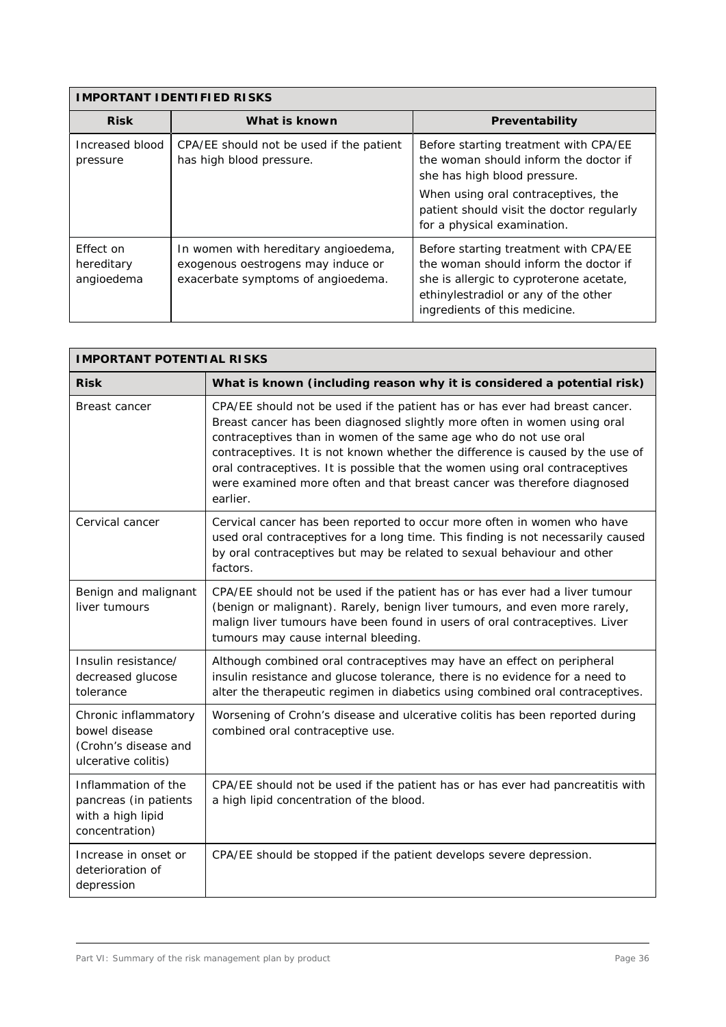| IMPORTANT IDENTIFIED RISKS | | |
|---|---|---|
| **Risk** | **What is known** | **Preventability** |
| Increased blood pressure | CPA/EE should not be used if the patient has high blood pressure. | Before starting treatment with CPA/EE the woman should inform the doctor if she has high blood pressure.<br><br>When using oral contraceptives, the patient should visit the doctor regularly for a physical examination. |
| Effect on hereditary angioedema | In women with hereditary angioedema, exogenous oestrogens may induce or exacerbate symptoms of angioedema. | Before starting treatment with CPA/EE the woman should inform the doctor if she is allergic to cyproterone acetate, ethinylestradiol or any of the other ingredients of this medicine. |

| IMPORTANT POTENTIAL RISKS | |
|---|---|
| **Risk** | **What is known (including reason why it is considered a potential risk)** |
| Breast cancer | CPA/EE should not be used if the patient has or has ever had breast cancer. Breast cancer has been diagnosed slightly more often in women using oral contraceptives than in women of the same age who do not use oral contraceptives. It is not known whether the difference is caused by the use of oral contraceptives. It is possible that the women using oral contraceptives were examined more often and that breast cancer was therefore diagnosed earlier. |
| Cervical cancer | Cervical cancer has been reported to occur more often in women who have used oral contraceptives for a long time. This finding is not necessarily caused by oral contraceptives but may be related to sexual behaviour and other factors. |
| Benign and malignant liver tumours | CPA/EE should not be used if the patient has or has ever had a liver tumour (benign or malignant). Rarely, benign liver tumours, and even more rarely, malign liver tumours have been found in users of oral contraceptives. Liver tumours may cause internal bleeding. |
| Insulin resistance/ decreased glucose tolerance | Although combined oral contraceptives may have an effect on peripheral insulin resistance and glucose tolerance, there is no evidence for a need to alter the therapeutic regimen in diabetics using combined oral contraceptives. |
| Chronic inflammatory bowel disease (Crohn's disease and ulcerative colitis) | Worsening of Crohn's disease and ulcerative colitis has been reported during combined oral contraceptive use. |
| Inflammation of the pancreas (in patients with a high lipid concentration) | CPA/EE should not be used if the patient has or has ever had pancreatitis with a high lipid concentration of the blood. |
| Increase in onset or deterioration of depression | CPA/EE should be stopped if the patient develops severe depression. |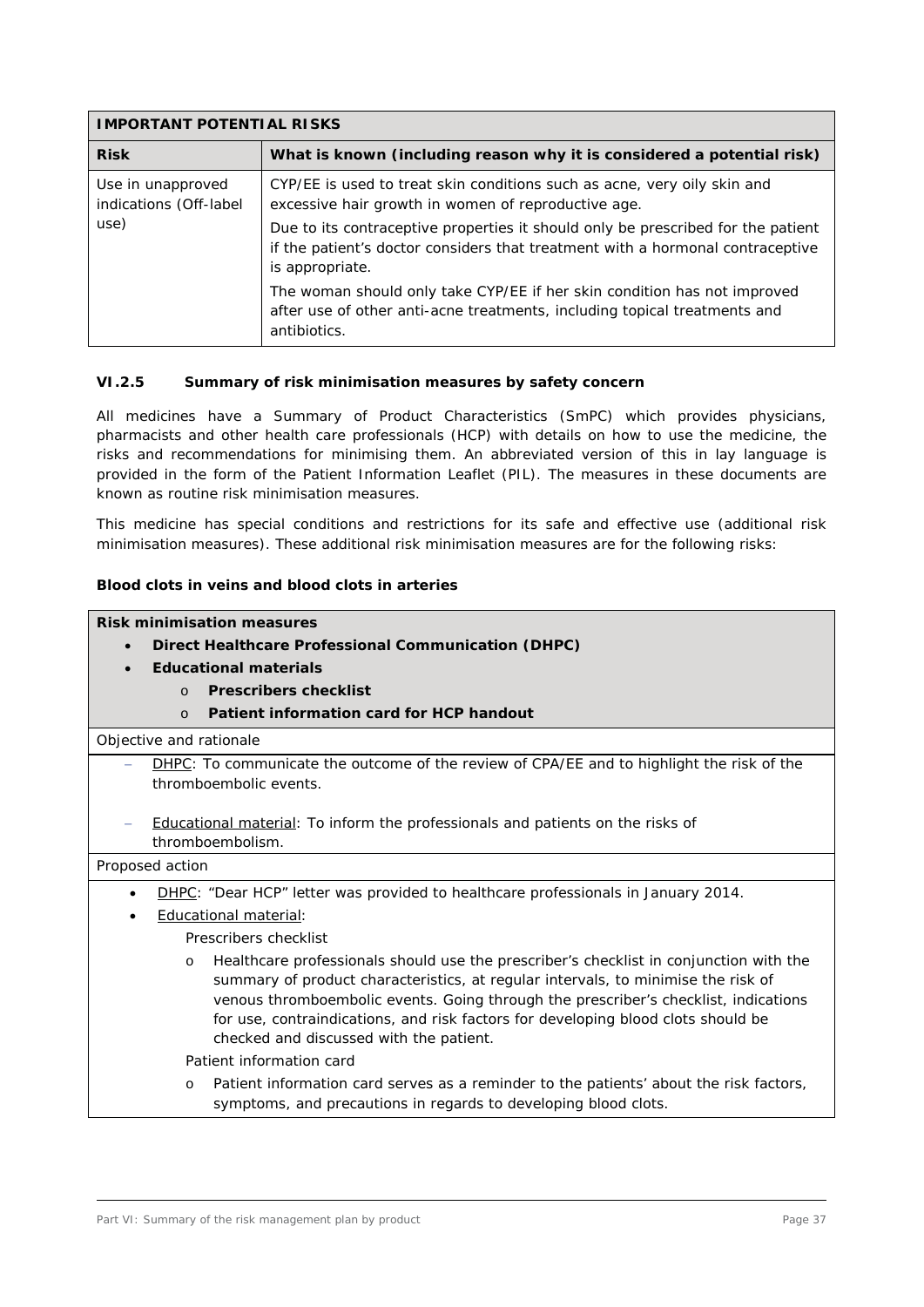| IMPORTANT POTENTIAL RISKS | |
|---|---|
| **Risk** | **What is known (including reason why it is considered a potential risk)** |
| Use in unapproved indications (Off-label use) | CYP/EE is used to treat skin conditions such as acne, very oily skin and excessive hair growth in women of reproductive age.<br>Due to its contraceptive properties it should only be prescribed for the patient if the patient's doctor considers that treatment with a hormonal contraceptive is appropriate.<br>The woman should only take CYP/EE if her skin condition has not improved after use of other anti-acne treatments, including topical treatments and antibiotics. |

### VI.2.5 Summary of risk minimisation measures by safety concern

All medicines have a Summary of Product Characteristics (SmPC) which provides physicians, pharmacists and other health care professionals (HCP) with details on how to use the medicine, the risks and recommendations for minimising them. An abbreviated version of this in lay language is provided in the form of the Patient Information Leaflet (PIL). The measures in these documents are known as routine risk minimisation measures.

This medicine has special conditions and restrictions for its safe and effective use (additional risk minimisation measures). These additional risk minimisation measures are for the following risks:

**Blood clots in veins and blood clots in arteries**

**Risk minimisation measures**

- **Direct Healthcare Professional Communication (DHPC)**
- **Educational materials**
  - **Prescribers checklist**
  - **Patient information card for HCP handout**

Objective and rationale

- DHPC: To communicate the outcome of the review of CPA/EE and to highlight the risk of the thromboembolic events.
- Educational material: To inform the professionals and patients on the risks of thromboembolism.

Proposed action

- DHPC: "Dear HCP" letter was provided to healthcare professionals in January 2014.
- Educational material:

  Prescribers checklist

  - Healthcare professionals should use the prescriber's checklist in conjunction with the summary of product characteristics, at regular intervals, to minimise the risk of venous thromboembolic events. Going through the prescriber's checklist, indications for use, contraindications, and risk factors for developing blood clots should be checked and discussed with the patient.

  Patient information card

  - Patient information card serves as a reminder to the patients' about the risk factors, symptoms, and precautions in regards to developing blood clots.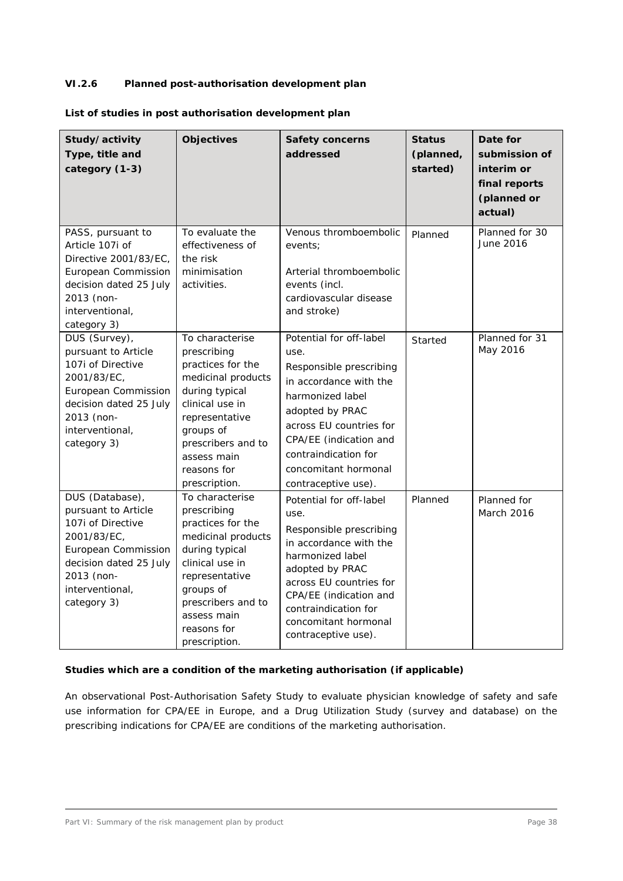### VI.2.6 Planned post-authorisation development plan

**List of studies in post authorisation development plan**

| Study/activity Type, title and category (1-3) | Objectives | Safety concerns addressed | Status (planned, started) | Date for submission of interim or final reports (planned or actual) |
|---|---|---|---|---|
| PASS, pursuant to Article 107i of Directive 2001/83/EC, European Commission decision dated 25 July 2013 (non-interventional, category 3) | To evaluate the effectiveness of the risk minimisation activities. | Venous thromboembolic events;<br><br>Arterial thromboembolic events (incl. cardiovascular disease and stroke) | Planned | Planned for 30 June 2016 |
| DUS (Survey), pursuant to Article 107i of Directive 2001/83/EC, European Commission decision dated 25 July 2013 (non-interventional, category 3) | To characterise prescribing practices for the medicinal products during typical clinical use in representative groups of prescribers and to assess main reasons for prescription. | Potential for off-label use.<br>Responsible prescribing in accordance with the harmonized label adopted by PRAC across EU countries for CPA/EE (indication and contraindication for concomitant hormonal contraceptive use). | Started | Planned for 31 May 2016 |
| DUS (Database), pursuant to Article 107i of Directive 2001/83/EC, European Commission decision dated 25 July 2013 (non-interventional, category 3) | To characterise prescribing practices for the medicinal products during typical clinical use in representative groups of prescribers and to assess main reasons for prescription. | Potential for off-label use.<br>Responsible prescribing in accordance with the harmonized label adopted by PRAC across EU countries for CPA/EE (indication and contraindication for concomitant hormonal contraceptive use). | Planned | Planned for March 2016 |

**Studies which are a condition of the marketing authorisation (if applicable)**

An observational Post-Authorisation Safety Study to evaluate physician knowledge of safety and safe use information for CPA/EE in Europe, and a Drug Utilization Study (survey and database) on the prescribing indications for CPA/EE are conditions of the marketing authorisation.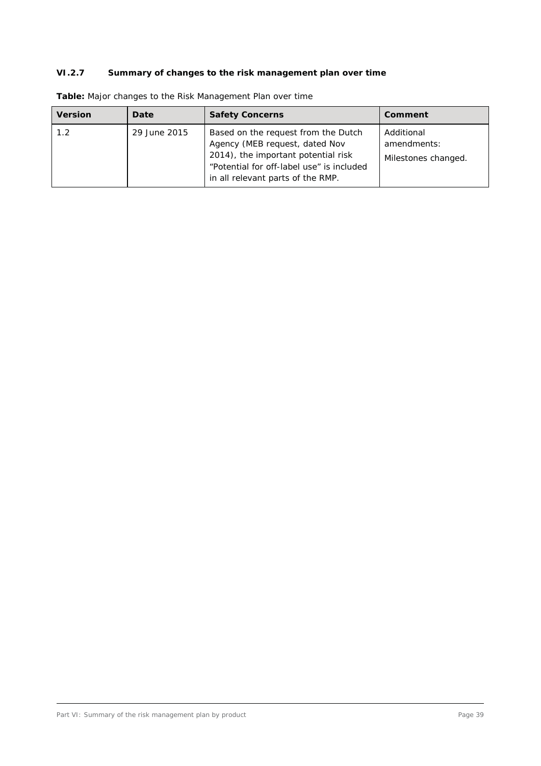### VI.2.7 Summary of changes to the risk management plan over time

**Table:** Major changes to the Risk Management Plan over time

| Version | Date | Safety Concerns | Comment |
|---|---|---|---|
| 1.2 | 29 June 2015 | Based on the request from the Dutch Agency (MEB request, dated Nov 2014), the important potential risk "Potential for off-label use" is included in all relevant parts of the RMP. | Additional amendments: Milestones changed. |